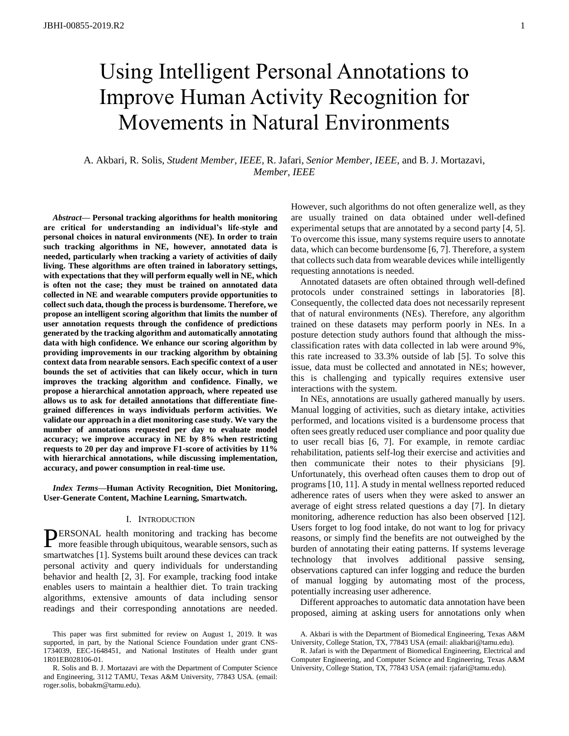# Using Intelligent Personal Annotations to Improve Human Activity Recognition for Movements in Natural Environments

A. Akbari, R. Solis, *Student Member, IEEE*, R. Jafari, *Senior Member, IEEE*, and B. J. Mortazavi, *Member, IEEE*

***Abstract*— Personal tracking algorithms for health monitoring are critical for understanding an individual's life-style and personal choices in natural environments (NE). In order to train such tracking algorithms in NE, however, annotated data is needed, particularly when tracking a variety of activities of daily living. These algorithms are often trained in laboratory settings, with expectations that they will perform equally well in NE, which is often not the case; they must be trained on annotated data collected in NE and wearable computers provide opportunities to collect such data, though the process is burdensome. Therefore, we propose an intelligent scoring algorithm that limits the number of user annotation requests through the confidence of predictions generated by the tracking algorithm and automatically annotating data with high confidence. We enhance our scoring algorithm by providing improvements in our tracking algorithm by obtaining context data from nearable sensors. Each specific context of a user bounds the set of activities that can likely occur, which in turn improves the tracking algorithm and confidence. Finally, we propose a hierarchical annotation approach, where repeated use allows us to ask for detailed annotations that differentiate fine-grained differences in ways individuals perform activities. We validate our approach in a diet monitoring case study. We vary the number of annotations requested per day to evaluate model accuracy; we improve accuracy in NE by 8% when restricting requests to 20 per day and improve F1-score of activities by 11% with hierarchical annotations, while discussing implementation, accuracy, and power consumption in real-time use.**

***Index Terms*—Human Activity Recognition, Diet Monitoring, User-Generate Content, Machine Learning, Smartwatch.**

## I. Introduction

PERSONAL health monitoring and tracking has become more feasible through ubiquitous, wearable sensors, such as smartwatches [1]. Systems built around these devices can track personal activity and query individuals for understanding behavior and health [2, 3]. For example, tracking food intake enables users to maintain a healthier diet. To train tracking algorithms, extensive amounts of data including sensor readings and their corresponding annotations are needed. However, such algorithms do not often generalize well, as they are usually trained on data obtained under well-defined experimental setups that are annotated by a second party [4, 5]. To overcome this issue, many systems require users to annotate data, which can become burdensome [6, 7]. Therefore, a system that collects such data from wearable devices while intelligently requesting annotations is needed.

Annotated datasets are often obtained through well-defined protocols under constrained settings in laboratories [8]. Consequently, the collected data does not necessarily represent that of natural environments (NEs). Therefore, any algorithm trained on these datasets may perform poorly in NEs. In a posture detection study authors found that although the miss-classification rates with data collected in lab were around 9%, this rate increased to 33.3% outside of lab [5]. To solve this issue, data must be collected and annotated in NEs; however, this is challenging and typically requires extensive user interactions with the system.

In NEs, annotations are usually gathered manually by users. Manual logging of activities, such as dietary intake, activities performed, and locations visited is a burdensome process that often sees greatly reduced user compliance and poor quality due to user recall bias [6, 7]. For example, in remote cardiac rehabilitation, patients self-log their exercise and activities and then communicate their notes to their physicians [9]. Unfortunately, this overhead often causes them to drop out of programs [10, 11]. A study in mental wellness reported reduced adherence rates of users when they were asked to answer an average of eight stress related questions a day [7]. In dietary monitoring, adherence reduction has also been observed [12]. Users forget to log food intake, do not want to log for privacy reasons, or simply find the benefits are not outweighed by the burden of annotating their eating patterns. If systems leverage technology that involves additional passive sensing, observations captured can infer logging and reduce the burden of manual logging by automating most of the process, potentially increasing user adherence.

Different approaches to automatic data annotation have been proposed, aiming at asking users for annotations only when

This paper was first submitted for review on August 1, 2019. It was supported, in part, by the National Science Foundation under grant CNS-1734039, EEC-1648451, and National Institutes of Health under grant 1R01EB028106-01.

R. Solis and B. J. Mortazavi are with the Department of Computer Science and Engineering, 3112 TAMU, Texas A&M University, 77843 USA. (email: roger.solis, bobakm@tamu.edu).

A. Akbari is with the Department of Biomedical Engineering, Texas A&M University, College Station, TX, 77843 USA (email: aliakbari@tamu.edu).

R. Jafari is with the Department of Biomedical Engineering, Electrical and Computer Engineering, and Computer Science and Engineering, Texas A&M University, College Station, TX, 77843 USA (email: rjafari@tamu.edu).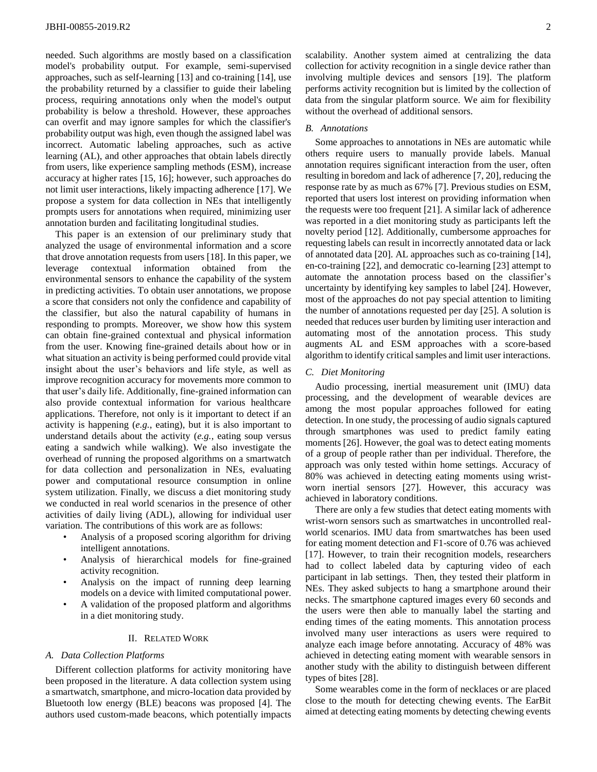needed. Such algorithms are mostly based on a classification model's probability output. For example, semi-supervised approaches, such as self-learning [13] and co-training [14], use the probability returned by a classifier to guide their labeling process, requiring annotations only when the model's output probability is below a threshold. However, these approaches can overfit and may ignore samples for which the classifier's probability output was high, even though the assigned label was incorrect. Automatic labeling approaches, such as active learning (AL), and other approaches that obtain labels directly from users, like experience sampling methods (ESM), increase accuracy at higher rates [15, 16]; however, such approaches do not limit user interactions, likely impacting adherence [17]. We propose a system for data collection in NEs that intelligently prompts users for annotations when required, minimizing user annotation burden and facilitating longitudinal studies.

This paper is an extension of our preliminary study that analyzed the usage of environmental information and a score that drove annotation requests from users [18]. In this paper, we leverage contextual information obtained from the environmental sensors to enhance the capability of the system in predicting activities. To obtain user annotations, we propose a score that considers not only the confidence and capability of the classifier, but also the natural capability of humans in responding to prompts. Moreover, we show how this system can obtain fine-grained contextual and physical information from the user. Knowing fine-grained details about how or in what situation an activity is being performed could provide vital insight about the user's behaviors and life style, as well as improve recognition accuracy for movements more common to that user's daily life. Additionally, fine-grained information can also provide contextual information for various healthcare applications. Therefore, not only is it important to detect if an activity is happening (*e.g.*, eating), but it is also important to understand details about the activity (*e.g.*, eating soup versus eating a sandwich while walking). We also investigate the overhead of running the proposed algorithms on a smartwatch for data collection and personalization in NEs, evaluating power and computational resource consumption in online system utilization. Finally, we discuss a diet monitoring study we conducted in real world scenarios in the presence of other activities of daily living (ADL), allowing for individual user variation. The contributions of this work are as follows:

- Analysis of a proposed scoring algorithm for driving intelligent annotations.
- Analysis of hierarchical models for fine-grained activity recognition.
- Analysis on the impact of running deep learning models on a device with limited computational power.
- A validation of the proposed platform and algorithms in a diet monitoring study.

## II. Related Work

### *A. Data Collection Platforms*

Different collection platforms for activity monitoring have been proposed in the literature. A data collection system using a smartwatch, smartphone, and micro-location data provided by Bluetooth low energy (BLE) beacons was proposed [4]. The authors used custom-made beacons, which potentially impacts scalability. Another system aimed at centralizing the data collection for activity recognition in a single device rather than involving multiple devices and sensors [19]. The platform performs activity recognition but is limited by the collection of data from the singular platform source. We aim for flexibility without the overhead of additional sensors.

### *B. Annotations*

Some approaches to annotations in NEs are automatic while others require users to manually provide labels. Manual annotation requires significant interaction from the user, often resulting in boredom and lack of adherence [7, 20], reducing the response rate by as much as 67% [7]. Previous studies on ESM, reported that users lost interest on providing information when the requests were too frequent [21]. A similar lack of adherence was reported in a diet monitoring study as participants left the novelty period [12]. Additionally, cumbersome approaches for requesting labels can result in incorrectly annotated data or lack of annotated data [20]. AL approaches such as co-training [14], en-co-training [22], and democratic co-learning [23] attempt to automate the annotation process based on the classifier's uncertainty by identifying key samples to label [24]. However, most of the approaches do not pay special attention to limiting the number of annotations requested per day [25]. A solution is needed that reduces user burden by limiting user interaction and automating most of the annotation process. This study augments AL and ESM approaches with a score-based algorithm to identify critical samples and limit user interactions.

### *C. Diet Monitoring*

Audio processing, inertial measurement unit (IMU) data processing, and the development of wearable devices are among the most popular approaches followed for eating detection. In one study, the processing of audio signals captured through smartphones was used to predict family eating moments [26]. However, the goal was to detect eating moments of a group of people rather than per individual. Therefore, the approach was only tested within home settings. Accuracy of 80% was achieved in detecting eating moments using wrist-worn inertial sensors [27]. However, this accuracy was achieved in laboratory conditions.

There are only a few studies that detect eating moments with wrist-worn sensors such as smartwatches in uncontrolled real-world scenarios. IMU data from smartwatches has been used for eating moment detection and F1-score of 0.76 was achieved [17]. However, to train their recognition models, researchers had to collect labeled data by capturing video of each participant in lab settings. Then, they tested their platform in NEs. They asked subjects to hang a smartphone around their necks. The smartphone captured images every 60 seconds and the users were then able to manually label the starting and ending times of the eating moments. This annotation process involved many user interactions as users were required to analyze each image before annotating. Accuracy of 48% was achieved in detecting eating moment with wearable sensors in another study with the ability to distinguish between different types of bites [28].

Some wearables come in the form of necklaces or are placed close to the mouth for detecting chewing events. The EarBit aimed at detecting eating moments by detecting chewing events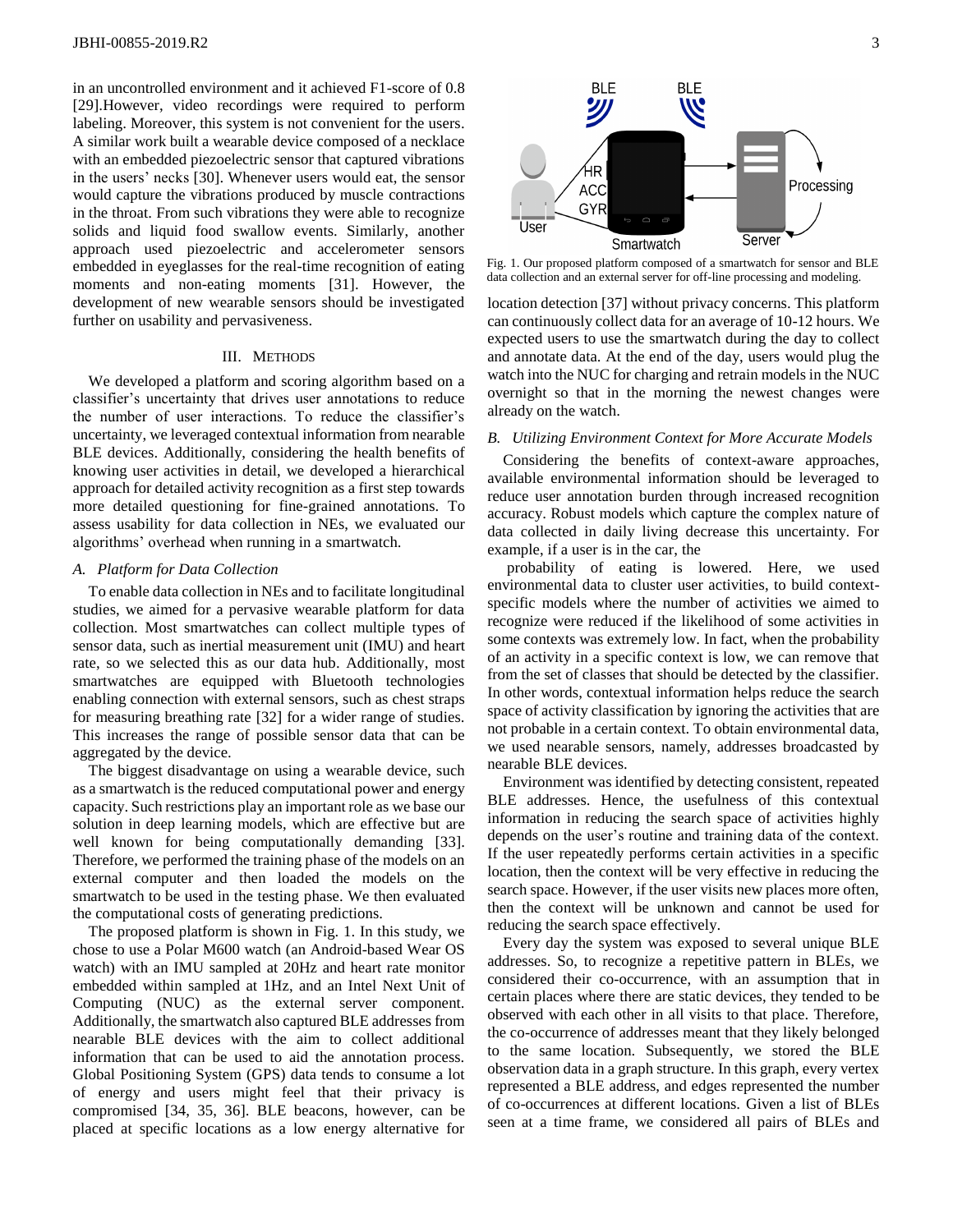in an uncontrolled environment and it achieved F1-score of 0.8 [29].However, video recordings were required to perform labeling. Moreover, this system is not convenient for the users. A similar work built a wearable device composed of a necklace with an embedded piezoelectric sensor that captured vibrations in the users' necks [30]. Whenever users would eat, the sensor would capture the vibrations produced by muscle contractions in the throat. From such vibrations they were able to recognize solids and liquid food swallow events. Similarly, another approach used piezoelectric and accelerometer sensors embedded in eyeglasses for the real-time recognition of eating moments and non-eating moments [31]. However, the development of new wearable sensors should be investigated further on usability and pervasiveness.

## III. Methods

We developed a platform and scoring algorithm based on a classifier's uncertainty that drives user annotations to reduce the number of user interactions. To reduce the classifier's uncertainty, we leveraged contextual information from nearable BLE devices. Additionally, considering the health benefits of knowing user activities in detail, we developed a hierarchical approach for detailed activity recognition as a first step towards more detailed questioning for fine-grained annotations. To assess usability for data collection in NEs, we evaluated our algorithms' overhead when running in a smartwatch.

### *A. Platform for Data Collection*

To enable data collection in NEs and to facilitate longitudinal studies, we aimed for a pervasive wearable platform for data collection. Most smartwatches can collect multiple types of sensor data, such as inertial measurement unit (IMU) and heart rate, so we selected this as our data hub. Additionally, most smartwatches are equipped with Bluetooth technologies enabling connection with external sensors, such as chest straps for measuring breathing rate [32] for a wider range of studies. This increases the range of possible sensor data that can be aggregated by the device.

The biggest disadvantage on using a wearable device, such as a smartwatch is the reduced computational power and energy capacity. Such restrictions play an important role as we base our solution in deep learning models, which are effective but are well known for being computationally demanding [33]. Therefore, we performed the training phase of the models on an external computer and then loaded the models on the smartwatch to be used in the testing phase. We then evaluated the computational costs of generating predictions.

The proposed platform is shown in Fig. 1. In this study, we chose to use a Polar M600 watch (an Android-based Wear OS watch) with an IMU sampled at 20Hz and heart rate monitor embedded within sampled at 1Hz, and an Intel Next Unit of Computing (NUC) as the external server component. Additionally, the smartwatch also captured BLE addresses from nearable BLE devices with the aim to collect additional information that can be used to aid the annotation process. Global Positioning System (GPS) data tends to consume a lot of energy and users might feel that their privacy is compromised [34, 35, 36]. BLE beacons, however, can be placed at specific locations as a low energy alternative for location detection [37] without privacy concerns. This platform can continuously collect data for an average of 10-12 hours. We expected users to use the smartwatch during the day to collect and annotate data. At the end of the day, users would plug the watch into the NUC for charging and retrain models in the NUC overnight so that in the morning the newest changes were already on the watch.

Fig. 1. Our proposed platform composed of a smartwatch for sensor and BLE data collection and an external server for off-line processing and modeling.

### *B. Utilizing Environment Context for More Accurate Models*

Considering the benefits of context-aware approaches, available environmental information should be leveraged to reduce user annotation burden through increased recognition accuracy. Robust models which capture the complex nature of data collected in daily living decrease this uncertainty. For example, if a user is in the car, the probability of eating is lowered. Here, we used environmental data to cluster user activities, to build context-specific models where the number of activities we aimed to recognize were reduced if the likelihood of some activities in some contexts was extremely low. In fact, when the probability of an activity in a specific context is low, we can remove that from the set of classes that should be detected by the classifier. In other words, contextual information helps reduce the search space of activity classification by ignoring the activities that are not probable in a certain context. To obtain environmental data, we used nearable sensors, namely, addresses broadcasted by nearable BLE devices.

Environment was identified by detecting consistent, repeated BLE addresses. Hence, the usefulness of this contextual information in reducing the search space of activities highly depends on the user's routine and training data of the context. If the user repeatedly performs certain activities in a specific location, then the context will be very effective in reducing the search space. However, if the user visits new places more often, then the context will be unknown and cannot be used for reducing the search space effectively.

Every day the system was exposed to several unique BLE addresses. So, to recognize a repetitive pattern in BLEs, we considered their co-occurrence, with an assumption that in certain places where there are static devices, they tended to be observed with each other in all visits to that place. Therefore, the co-occurrence of addresses meant that they likely belonged to the same location. Subsequently, we stored the BLE observation data in a graph structure. In this graph, every vertex represented a BLE address, and edges represented the number of co-occurrences at different locations. Given a list of BLEs seen at a time frame, we considered all pairs of BLEs and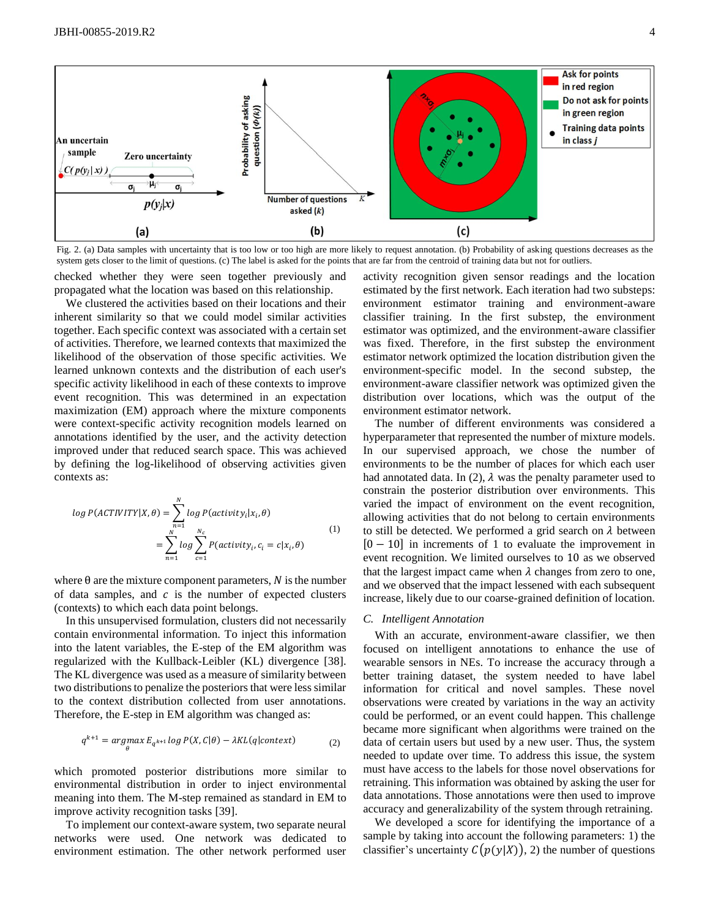Fig. 2. (a) Data samples with uncertainty that is too low or too high are more likely to request annotation. (b) Probability of asking questions decreases as the system gets closer to the limit of questions. (c) The label is asked for the points that are far from the centroid of training data but not for outliers.

checked whether they were seen together previously and propagated what the location was based on this relationship.

We clustered the activities based on their locations and their inherent similarity so that we could model similar activities together. Each specific context was associated with a certain set of activities. Therefore, we learned contexts that maximized the likelihood of the observation of those specific activities. We learned unknown contexts and the distribution of each user's specific activity likelihood in each of these contexts to improve event recognition. This was determined in an expectation maximization (EM) approach where the mixture components were context-specific activity recognition models learned on annotations identified by the user, and the activity detection improved under that reduced search space. This was achieved by defining the log-likelihood of observing activities given contexts as:

$$\log P(ACTIVITY|X,\theta) = \sum_{n=1}^{N} \log P(activity_i|x_i,\theta) = \sum_{n=1}^{N} \log \sum_{c=1}^{N_c} P(activity_i, c_i = c|x_i,\theta) \quad (1)$$

where θ are the mixture component parameters, $N$ is the number of data samples, and $c$ is the number of expected clusters (contexts) to which each data point belongs.

In this unsupervised formulation, clusters did not necessarily contain environmental information. To inject this information into the latent variables, the E-step of the EM algorithm was regularized with the Kullback-Leibler (KL) divergence [38]. The KL divergence was used as a measure of similarity between two distributions to penalize the posteriors that were less similar to the context distribution collected from user annotations. Therefore, the E-step in EM algorithm was changed as:

$$q^{k+1} = \underset{\theta}{argmax}\, E_{q^{k+1}} \log P(X,C|\theta) - \lambda KL(q|context) \quad (2)$$

which promoted posterior distributions more similar to environmental distribution in order to inject environmental meaning into them. The M-step remained as standard in EM to improve activity recognition tasks [39].

To implement our context-aware system, two separate neural networks were used. One network was dedicated to environment estimation. The other network performed user activity recognition given sensor readings and the location estimated by the first network. Each iteration had two substeps: environment estimator training and environment-aware classifier training. In the first substep, the environment estimator was optimized, and the environment-aware classifier was fixed. Therefore, in the first substep the environment estimator network optimized the location distribution given the environment-specific model. In the second substep, the environment-aware classifier network was optimized given the distribution over locations, which was the output of the environment estimator network.

The number of different environments was considered a hyperparameter that represented the number of mixture models. In our supervised approach, we chose the number of environments to be the number of places for which each user had annotated data. In (2), $\lambda$ was the penalty parameter used to constrain the posterior distribution over environments. This varied the impact of environment on the event recognition, allowing activities that do not belong to certain environments to still be detected. We performed a grid search on $\lambda$ between $[0 - 10]$ in increments of 1 to evaluate the improvement in event recognition. We limited ourselves to 10 as we observed that the largest impact came when $\lambda$ changes from zero to one, and we observed that the impact lessened with each subsequent increase, likely due to our coarse-grained definition of location.

### C. Intelligent Annotation

With an accurate, environment-aware classifier, we then focused on intelligent annotations to enhance the use of wearable sensors in NEs. To increase the accuracy through a better training dataset, the system needed to have label information for critical and novel samples. These novel observations were created by variations in the way an activity could be performed, or an event could happen. This challenge became more significant when algorithms were trained on the data of certain users but used by a new user. Thus, the system needed to update over time. To address this issue, the system must have access to the labels for those novel observations for retraining. This information was obtained by asking the user for data annotations. Those annotations were then used to improve accuracy and generalizability of the system through retraining.

We developed a score for identifying the importance of a sample by taking into account the following parameters: 1) the classifier's uncertainty $C(p(y|X))$, 2) the number of questions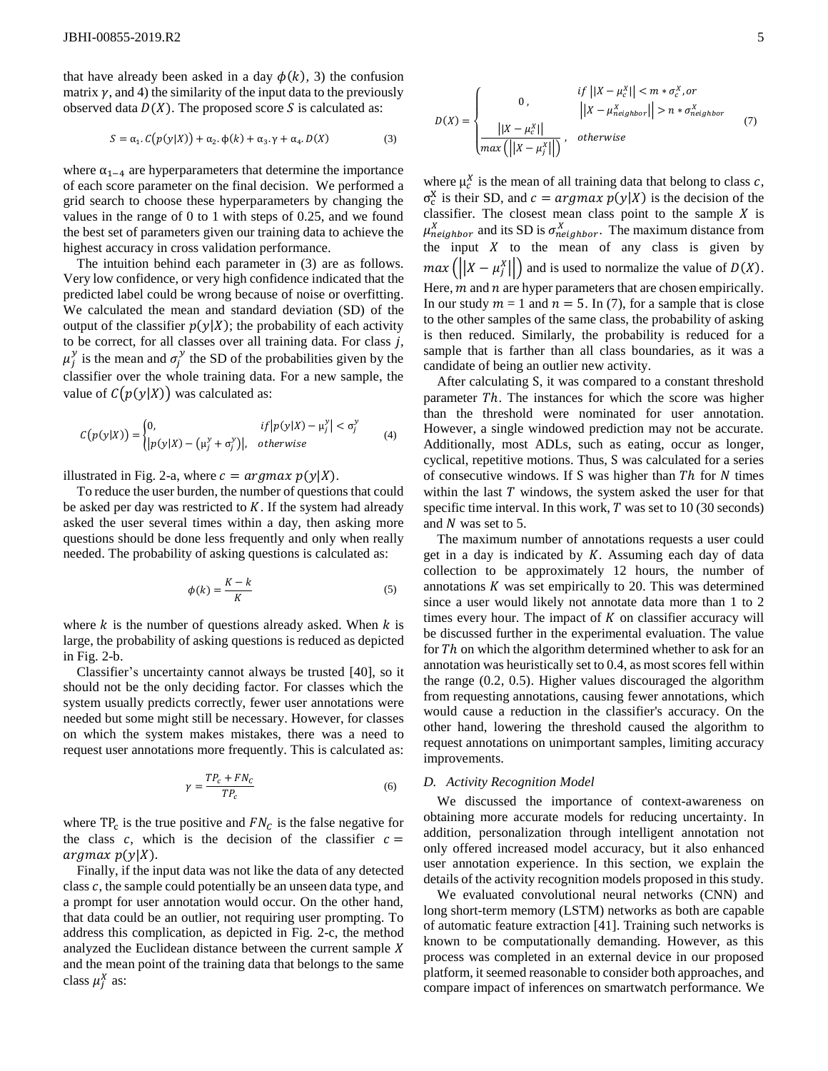that have already been asked in a day $\phi(k)$, 3) the confusion matrix $\gamma$, and 4) the similarity of the input data to the previously observed data $D(X)$. The proposed score $S$ is calculated as:

$$S = \alpha_1 . C(p(y|X)) + \alpha_2 . \phi(k) + \alpha_3 . \gamma + \alpha_4 . D(X) \tag{3}$$

where $\alpha_{1-4}$ are hyperparameters that determine the importance of each score parameter on the final decision. We performed a grid search to choose these hyperparameters by changing the values in the range of 0 to 1 with steps of 0.25, and we found the best set of parameters given our training data to achieve the highest accuracy in cross validation performance.

The intuition behind each parameter in (3) are as follows. Very low confidence, or very high confidence indicated that the predicted label could be wrong because of noise or overfitting. We calculated the mean and standard deviation (SD) of the output of the classifier $p(y|X)$; the probability of each activity to be correct, for all classes over all training data. For class $j$, $\mu_j^y$ is the mean and $\sigma_j^y$ the SD of the probabilities given by the classifier over the whole training data. For a new sample, the value of $C(p(y|X))$ was calculated as:

$$C(p(y|X)) = \begin{cases} 0, & if\, |p(y|X) - \mu_j^y| < \sigma_j^y \\ |p(y|X) - (\mu_j^y + \sigma_j^y)|, & otherwise \end{cases} \tag{4}$$

illustrated in Fig. 2-a, where $c = argmax\ p(y|X)$.

To reduce the user burden, the number of questions that could be asked per day was restricted to $K$. If the system had already asked the user several times within a day, then asking more questions should be done less frequently and only when really needed. The probability of asking questions is calculated as:

$$\phi(k) = \frac{K - k}{K} \tag{5}$$

where $k$ is the number of questions already asked. When $k$ is large, the probability of asking questions is reduced as depicted in Fig. 2-b.

Classifier's uncertainty cannot always be trusted [40], so it should not be the only deciding factor. For classes which the system usually predicts correctly, fewer user annotations were needed but some might still be necessary. However, for classes on which the system makes mistakes, there was a need to request user annotations more frequently. This is calculated as:

$$\gamma = \frac{TP_c + FN_c}{TP_c} \tag{6}$$

where $TP_c$ is the true positive and $FN_c$ is the false negative for the class $c$, which is the decision of the classifier $c = argmax\ p(y|X)$.

Finally, if the input data was not like the data of any detected class $c$, the sample could potentially be an unseen data type, and a prompt for user annotation would occur. On the other hand, that data could be an outlier, not requiring user prompting. To address this complication, as depicted in Fig. 2-c, the method analyzed the Euclidean distance between the current sample $X$ and the mean point of the training data that belongs to the same class $\mu_j^X$ as:

$$D(X) = \begin{cases} 0\,, & if\ \left\|X - \mu_c^X\right\| < m * \sigma_c^X, or \\ & \left\|X - \mu_{neighbor}^X\right\| > n * \sigma_{neighbor}^X \\ \dfrac{\left\|X - \mu_c^X\right\|}{max\left(\left\|X - \mu_j^X\right\|\right)}\,, & otherwise \end{cases} \tag{7}$$

where $\mu_c^X$ is the mean of all training data that belong to class $c$, $\sigma_c^X$ is their SD, and $c = argmax\ p(y|X)$ is the decision of the classifier. The closest mean class point to the sample $X$ is $\mu_{neighbor}^X$ and its SD is $\sigma_{neighbor}^X$. The maximum distance from the input $X$ to the mean of any class is given by $max\left(\left\|X - \mu_j^X\right\|\right)$ and is used to normalize the value of $D(X)$. Here, $m$ and $n$ are hyper parameters that are chosen empirically. In our study $m = 1$ and $n = 5$. In (7), for a sample that is close to the other samples of the same class, the probability of asking is then reduced. Similarly, the probability is reduced for a sample that is farther than all class boundaries, as it was a candidate of being an outlier new activity.

After calculating S, it was compared to a constant threshold parameter $Th$. The instances for which the score was higher than the threshold were nominated for user annotation. However, a single windowed prediction may not be accurate. Additionally, most ADLs, such as eating, occur as longer, cyclical, repetitive motions. Thus, S was calculated for a series of consecutive windows. If S was higher than $Th$ for $N$ times within the last $T$ windows, the system asked the user for that specific time interval. In this work, $T$ was set to 10 (30 seconds) and $N$ was set to 5.

The maximum number of annotations requests a user could get in a day is indicated by $K$. Assuming each day of data collection to be approximately 12 hours, the number of annotations $K$ was set empirically to 20. This was determined since a user would likely not annotate data more than 1 to 2 times every hour. The impact of $K$ on classifier accuracy will be discussed further in the experimental evaluation. The value for $Th$ on which the algorithm determined whether to ask for an annotation was heuristically set to 0.4, as most scores fell within the range (0.2, 0.5). Higher values discouraged the algorithm from requesting annotations, causing fewer annotations, which would cause a reduction in the classifier's accuracy. On the other hand, lowering the threshold caused the algorithm to request annotations on unimportant samples, limiting accuracy improvements.

### *D. Activity Recognition Model*

We discussed the importance of context-awareness on obtaining more accurate models for reducing uncertainty. In addition, personalization through intelligent annotation not only offered increased model accuracy, but it also enhanced user annotation experience. In this section, we explain the details of the activity recognition models proposed in this study.

We evaluated convolutional neural networks (CNN) and long short-term memory (LSTM) networks as both are capable of automatic feature extraction [41]. Training such networks is known to be computationally demanding. However, as this process was completed in an external device in our proposed platform, it seemed reasonable to consider both approaches, and compare impact of inferences on smartwatch performance. We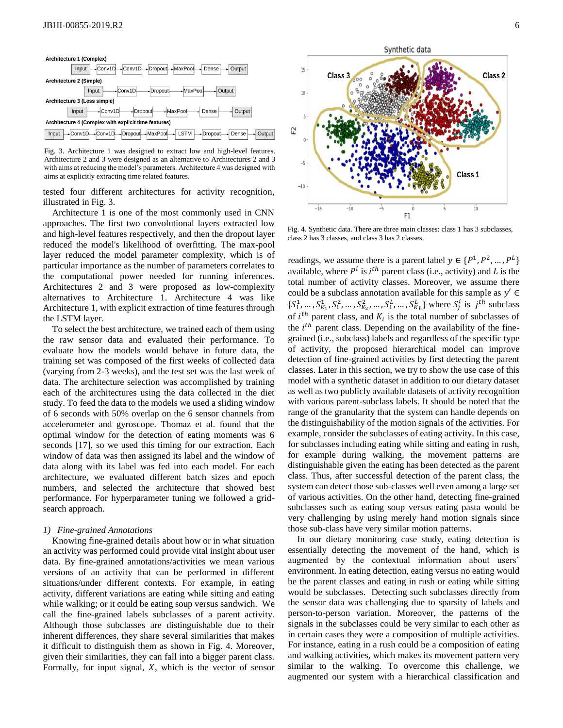Architecture 1 (Complex)

Input → Conv1D → Conv1D → Dropout → MaxPool → Dense → Output

Architecture 2 (Simple)

Input → Conv1D → Dropout → MaxPool → Output

Architecture 3 (Less simple)

Input → Conv1D → Dropout → MaxPool → Dense → Output

Architecture 4 (Complex with explicit time features)

Input → Conv1D → Conv1D → Dropout → MaxPool → LSTM → Dropout → Dense → Output

Fig. 3. Architecture 1 was designed to extract low and high-level features. Architecture 2 and 3 were designed as an alternative to Architectures 2 and 3 with aims at reducing the model's parameters. Architecture 4 was designed with aims at explicitly extracting time related features.

tested four different architectures for activity recognition, illustrated in Fig. 3.

Architecture 1 is one of the most commonly used in CNN approaches. The first two convolutional layers extracted low and high-level features respectively, and then the dropout layer reduced the model's likelihood of overfitting. The max-pool layer reduced the model parameter complexity, which is of particular importance as the number of parameters correlates to the computational power needed for running inferences. Architectures 2 and 3 were proposed as low-complexity alternatives to Architecture 1. Architecture 4 was like Architecture 1, with explicit extraction of time features through the LSTM layer.

To select the best architecture, we trained each of them using the raw sensor data and evaluated their performance. To evaluate how the models would behave in future data, the training set was composed of the first weeks of collected data (varying from 2-3 weeks), and the test set was the last week of data. The architecture selection was accomplished by training each of the architectures using the data collected in the diet study. To feed the data to the models we used a sliding window of 6 seconds with 50% overlap on the 6 sensor channels from accelerometer and gyroscope. Thomaz et al. found that the optimal window for the detection of eating moments was 6 seconds [17], so we used this timing for our extraction. Each window of data was then assigned its label and the window of data along with its label was fed into each model. For each architecture, we evaluated different batch sizes and epoch numbers, and selected the architecture that showed best performance. For hyperparameter tuning we followed a grid-search approach.

*1) Fine-grained Annotations*

Knowing fine-grained details about how or in what situation an activity was performed could provide vital insight about user data. By fine-grained annotations/activities we mean various versions of an activity that can be performed in different situations/under different contexts. For example, in eating activity, different variations are eating while sitting and eating while walking; or it could be eating soup versus sandwich. We call the fine-grained labels subclasses of a parent activity. Although those subclasses are distinguishable due to their inherent differences, they share several similarities that makes it difficult to distinguish them as shown in Fig. 4. Moreover, given their similarities, they can fall into a bigger parent class. Formally, for input signal, $X$, which is the vector of sensor

Fig. 4. Synthetic data. There are three main classes: class 1 has 3 subclasses, class 2 has 3 classes, and class 3 has 2 classes.

readings, we assume there is a parent label $y \in \{P^1, P^2, \dots, P^L\}$ available, where $P^i$ is $i^{th}$ parent class (i.e., activity) and $L$ is the total number of activity classes. Moreover, we assume there could be a subclass annotation available for this sample as $y' \in \{S_1^1, \dots, S_{K_1}^1, S_1^2, \dots, S_{K_2}^2, \dots, S_1^L, \dots, S_{K_L}^L\}$ where $S_j^i$ is $j^{th}$ subclass of $i^{th}$ parent class, and $K_i$ is the total number of subclasses of the $i^{th}$ parent class. Depending on the availability of the fine-grained (i.e., subclass) labels and regardless of the specific type of activity, the proposed hierarchical model can improve detection of fine-grained activities by first detecting the parent classes. Later in this section, we try to show the use case of this model with a synthetic dataset in addition to our dietary dataset as well as two publicly available datasets of activity recognition with various parent-subclass labels. It should be noted that the range of the granularity that the system can handle depends on the distinguishability of the motion signals of the activities. For example, consider the subclasses of eating activity. In this case, for subclasses including eating while sitting and eating in rush, for example during walking, the movement patterns are distinguishable given the eating has been detected as the parent class. Thus, after successful detection of the parent class, the system can detect those sub-classes well even among a large set of various activities. On the other hand, detecting fine-grained subclasses such as eating soup versus eating pasta would be very challenging by using merely hand motion signals since those sub-class have very similar motion patterns.

In our dietary monitoring case study, eating detection is essentially detecting the movement of the hand, which is augmented by the contextual information about users' environment. In eating detection, eating versus no eating would be the parent classes and eating in rush or eating while sitting would be subclasses. Detecting such subclasses directly from the sensor data was challenging due to sparsity of labels and person-to-person variation. Moreover, the patterns of the signals in the subclasses could be very similar to each other as in certain cases they were a composition of multiple activities. For instance, eating in a rush could be a composition of eating and walking activities, which makes its movement pattern very similar to the walking. To overcome this challenge, we augmented our system with a hierarchical classification and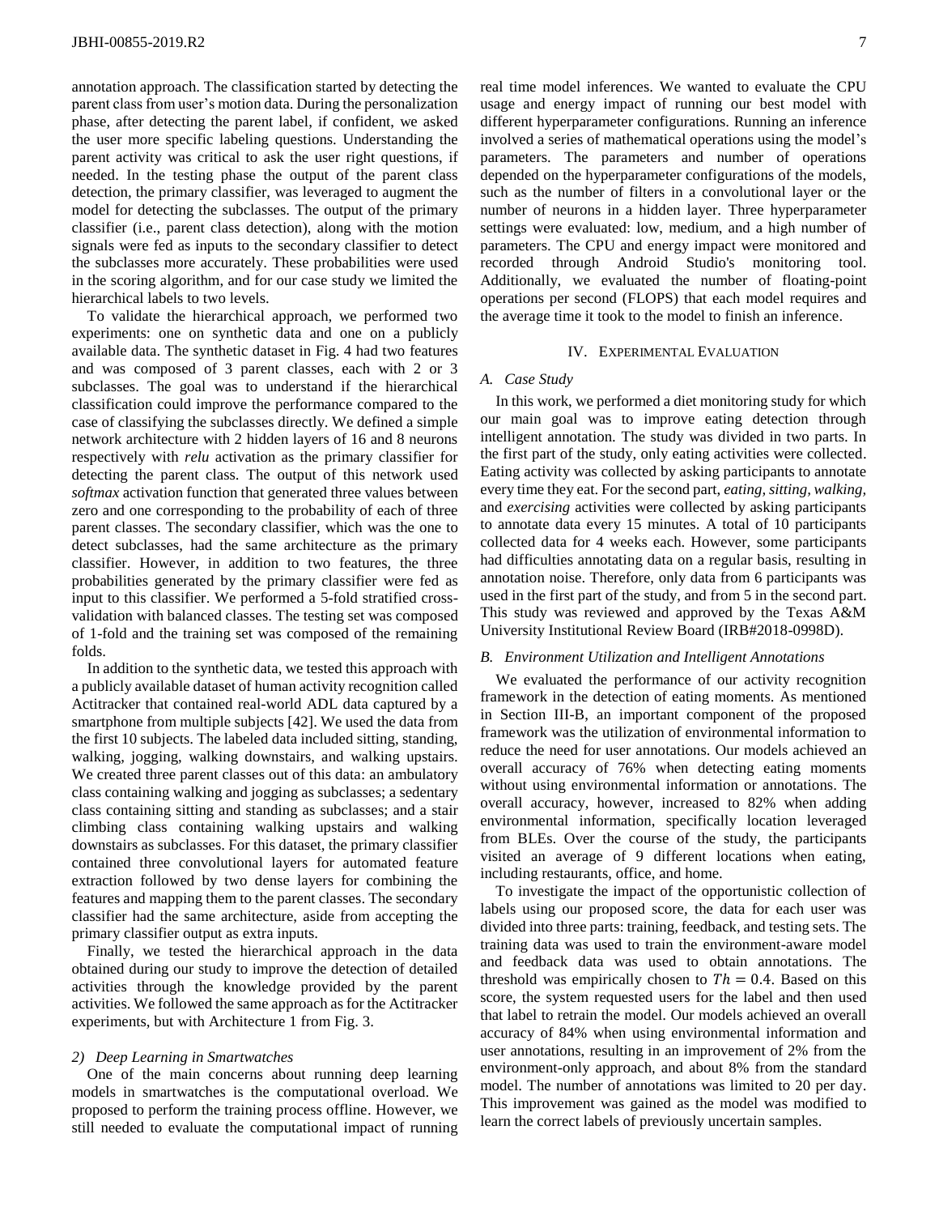annotation approach. The classification started by detecting the parent class from user's motion data. During the personalization phase, after detecting the parent label, if confident, we asked the user more specific labeling questions. Understanding the parent activity was critical to ask the user right questions, if needed. In the testing phase the output of the parent class detection, the primary classifier, was leveraged to augment the model for detecting the subclasses. The output of the primary classifier (i.e., parent class detection), along with the motion signals were fed as inputs to the secondary classifier to detect the subclasses more accurately. These probabilities were used in the scoring algorithm, and for our case study we limited the hierarchical labels to two levels.

To validate the hierarchical approach, we performed two experiments: one on synthetic data and one on a publicly available data. The synthetic dataset in Fig. 4 had two features and was composed of 3 parent classes, each with 2 or 3 subclasses. The goal was to understand if the hierarchical classification could improve the performance compared to the case of classifying the subclasses directly. We defined a simple network architecture with 2 hidden layers of 16 and 8 neurons respectively with *relu* activation as the primary classifier for detecting the parent class. The output of this network used *softmax* activation function that generated three values between zero and one corresponding to the probability of each of three parent classes. The secondary classifier, which was the one to detect subclasses, had the same architecture as the primary classifier. However, in addition to two features, the three probabilities generated by the primary classifier were fed as input to this classifier. We performed a 5-fold stratified cross-validation with balanced classes. The testing set was composed of 1-fold and the training set was composed of the remaining folds.

In addition to the synthetic data, we tested this approach with a publicly available dataset of human activity recognition called Actitracker that contained real-world ADL data captured by a smartphone from multiple subjects [42]. We used the data from the first 10 subjects. The labeled data included sitting, standing, walking, jogging, walking downstairs, and walking upstairs. We created three parent classes out of this data: an ambulatory class containing walking and jogging as subclasses; a sedentary class containing sitting and standing as subclasses; and a stair climbing class containing walking upstairs and walking downstairs as subclasses. For this dataset, the primary classifier contained three convolutional layers for automated feature extraction followed by two dense layers for combining the features and mapping them to the parent classes. The secondary classifier had the same architecture, aside from accepting the primary classifier output as extra inputs.

Finally, we tested the hierarchical approach in the data obtained during our study to improve the detection of detailed activities through the knowledge provided by the parent activities. We followed the same approach as for the Actitracker experiments, but with Architecture 1 from Fig. 3.

#### 2) Deep Learning in Smartwatches

One of the main concerns about running deep learning models in smartwatches is the computational overload. We proposed to perform the training process offline. However, we still needed to evaluate the computational impact of running real time model inferences. We wanted to evaluate the CPU usage and energy impact of running our best model with different hyperparameter configurations. Running an inference involved a series of mathematical operations using the model's parameters. The parameters and number of operations depended on the hyperparameter configurations of the models, such as the number of filters in a convolutional layer or the number of neurons in a hidden layer. Three hyperparameter settings were evaluated: low, medium, and a high number of parameters. The CPU and energy impact were monitored and recorded through Android Studio's monitoring tool. Additionally, we evaluated the number of floating-point operations per second (FLOPS) that each model requires and the average time it took to the model to finish an inference.

## IV. Experimental Evaluation

### A. Case Study

In this work, we performed a diet monitoring study for which our main goal was to improve eating detection through intelligent annotation. The study was divided in two parts. In the first part of the study, only eating activities were collected. Eating activity was collected by asking participants to annotate every time they eat. For the second part, *eating, sitting, walking,* and *exercising* activities were collected by asking participants to annotate data every 15 minutes. A total of 10 participants collected data for 4 weeks each. However, some participants had difficulties annotating data on a regular basis, resulting in annotation noise. Therefore, only data from 6 participants was used in the first part of the study, and from 5 in the second part. This study was reviewed and approved by the Texas A&M University Institutional Review Board (IRB#2018-0998D).

### B. Environment Utilization and Intelligent Annotations

We evaluated the performance of our activity recognition framework in the detection of eating moments. As mentioned in Section III-B, an important component of the proposed framework was the utilization of environmental information to reduce the need for user annotations. Our models achieved an overall accuracy of 76% when detecting eating moments without using environmental information or annotations. The overall accuracy, however, increased to 82% when adding environmental information, specifically location leveraged from BLEs. Over the course of the study, the participants visited an average of 9 different locations when eating, including restaurants, office, and home.

To investigate the impact of the opportunistic collection of labels using our proposed score, the data for each user was divided into three parts: training, feedback, and testing sets. The training data was used to train the environment-aware model and feedback data was used to obtain annotations. The threshold was empirically chosen to $Th = 0.4$. Based on this score, the system requested users for the label and then used that label to retrain the model. Our models achieved an overall accuracy of 84% when using environmental information and user annotations, resulting in an improvement of 2% from the environment-only approach, and about 8% from the standard model. The number of annotations was limited to 20 per day. This improvement was gained as the model was modified to learn the correct labels of previously uncertain samples.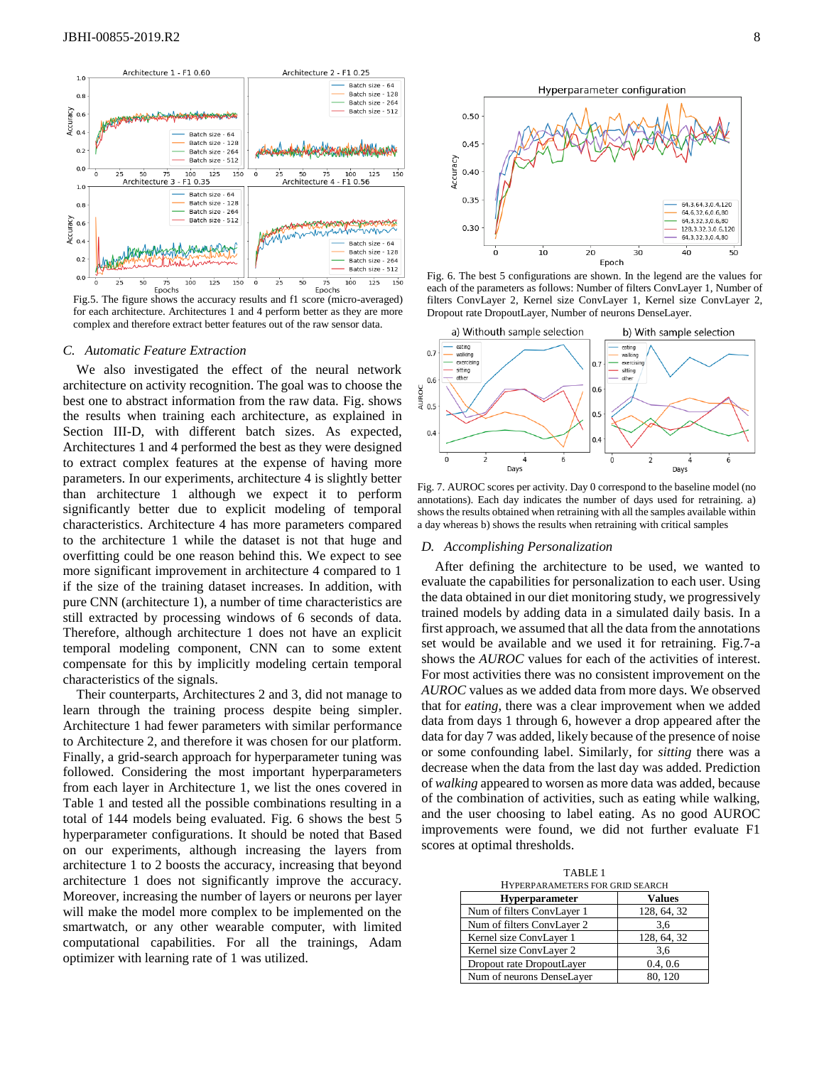Fig.5. The figure shows the accuracy results and f1 score (micro-averaged) for each architecture. Architectures 1 and 4 perform better as they are more complex and therefore extract better features out of the raw sensor data.

### *C. Automatic Feature Extraction*

We also investigated the effect of the neural network architecture on activity recognition. The goal was to choose the best one to abstract information from the raw data. Fig. shows the results when training each architecture, as explained in Section III-D, with different batch sizes. As expected, Architectures 1 and 4 performed the best as they were designed to extract complex features at the expense of having more parameters. In our experiments, architecture 4 is slightly better than architecture 1 although we expect it to perform significantly better due to explicit modeling of temporal characteristics. Architecture 4 has more parameters compared to the architecture 1 while the dataset is not that huge and overfitting could be one reason behind this. We expect to see more significant improvement in architecture 4 compared to 1 if the size of the training dataset increases. In addition, with pure CNN (architecture 1), a number of time characteristics are still extracted by processing windows of 6 seconds of data. Therefore, although architecture 1 does not have an explicit temporal modeling component, CNN can to some extent compensate for this by implicitly modeling certain temporal characteristics of the signals.

Their counterparts, Architectures 2 and 3, did not manage to learn through the training process despite being simpler. Architecture 1 had fewer parameters with similar performance to Architecture 2, and therefore it was chosen for our platform. Finally, a grid-search approach for hyperparameter tuning was followed. Considering the most important hyperparameters from each layer in Architecture 1, we list the ones covered in Table 1 and tested all the possible combinations resulting in a total of 144 models being evaluated. Fig. 6 shows the best 5 hyperparameter configurations. It should be noted that Based on our experiments, although increasing the layers from architecture 1 to 2 boosts the accuracy, increasing that beyond architecture 1 does not significantly improve the accuracy. Moreover, increasing the number of layers or neurons per layer will make the model more complex to be implemented on the smartwatch, or any other wearable computer, with limited computational capabilities. For all the trainings, Adam optimizer with learning rate of 1 was utilized.

Fig. 6. The best 5 configurations are shown. In the legend are the values for each of the parameters as follows: Number of filters ConvLayer 1, Number of filters ConvLayer 2, Kernel size ConvLayer 1, Kernel size ConvLayer 2, Dropout rate DropoutLayer, Number of neurons DenseLayer.

Fig. 7. AUROC scores per activity. Day 0 correspond to the baseline model (no annotations). Each day indicates the number of days used for retraining. a) shows the results obtained when retraining with all the samples available within a day whereas b) shows the results when retraining with critical samples

### *D. Accomplishing Personalization*

After defining the architecture to be used, we wanted to evaluate the capabilities for personalization to each user. Using the data obtained in our diet monitoring study, we progressively trained models by adding data in a simulated daily basis. In a first approach, we assumed that all the data from the annotations set would be available and we used it for retraining. Fig.7-a shows the *AUROC* values for each of the activities of interest. For most activities there was no consistent improvement on the *AUROC* values as we added data from more days. We observed that for *eating*, there was a clear improvement when we added data from days 1 through 6, however a drop appeared after the data for day 7 was added, likely because of the presence of noise or some confounding label. Similarly, for *sitting* there was a decrease when the data from the last day was added. Prediction of *walking* appeared to worsen as more data was added, because of the combination of activities, such as eating while walking, and the user choosing to label eating. As no good AUROC improvements were found, we did not further evaluate F1 scores at optimal thresholds.

TABLE 1
HYPERPARAMETERS FOR GRID SEARCH

| Hyperparameter | Values |
|---|---|
| Num of filters ConvLayer 1 | 128, 64, 32 |
| Num of filters ConvLayer 2 | 3,6 |
| Kernel size ConvLayer 1 | 128, 64, 32 |
| Kernel size ConvLayer 2 | 3,6 |
| Dropout rate DropoutLayer | 0.4, 0.6 |
| Num of neurons DenseLayer | 80, 120 |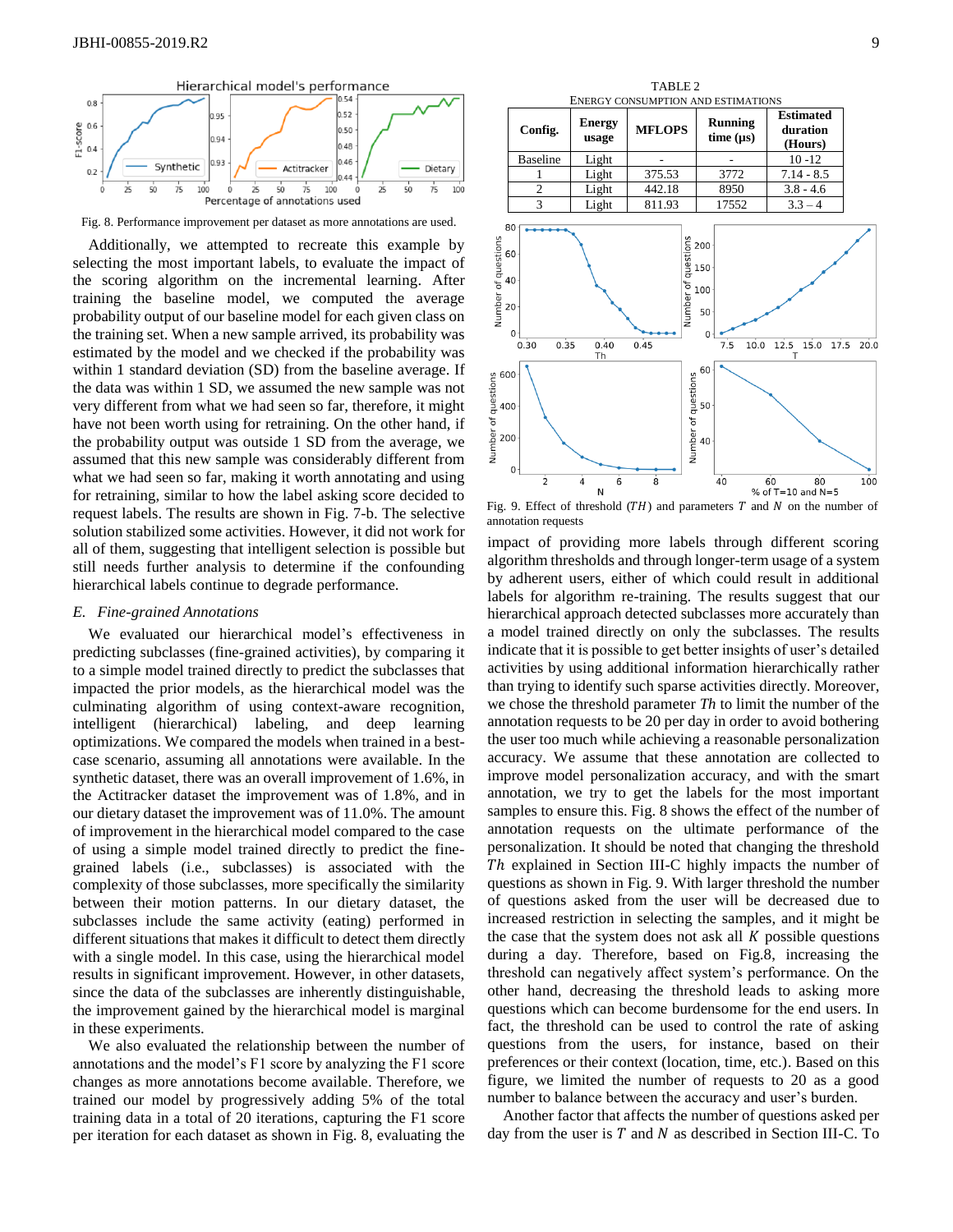Fig. 8. Performance improvement per dataset as more annotations are used.

Additionally, we attempted to recreate this example by selecting the most important labels, to evaluate the impact of the scoring algorithm on the incremental learning. After training the baseline model, we computed the average probability output of our baseline model for each given class on the training set. When a new sample arrived, its probability was estimated by the model and we checked if the probability was within 1 standard deviation (SD) from the baseline average. If the data was within 1 SD, we assumed the new sample was not very different from what we had seen so far, therefore, it might have not been worth using for retraining. On the other hand, if the probability output was outside 1 SD from the average, we assumed that this new sample was considerably different from what we had seen so far, making it worth annotating and using for retraining, similar to how the label asking score decided to request labels. The results are shown in Fig. 7-b. The selective solution stabilized some activities. However, it did not work for all of them, suggesting that intelligent selection is possible but still needs further analysis to determine if the confounding hierarchical labels continue to degrade performance.

### *E. Fine-grained Annotations*

We evaluated our hierarchical model's effectiveness in predicting subclasses (fine-grained activities), by comparing it to a simple model trained directly to predict the subclasses that impacted the prior models, as the hierarchical model was the culminating algorithm of using context-aware recognition, intelligent (hierarchical) labeling, and deep learning optimizations. We compared the models when trained in a best-case scenario, assuming all annotations were available. In the synthetic dataset, there was an overall improvement of 1.6%, in the Actitracker dataset the improvement was of 1.8%, and in our dietary dataset the improvement was of 11.0%. The amount of improvement in the hierarchical model compared to the case of using a simple model trained directly to predict the fine-grained labels (i.e., subclasses) is associated with the complexity of those subclasses, more specifically the similarity between their motion patterns. In our dietary dataset, the subclasses include the same activity (eating) performed in different situations that makes it difficult to detect them directly with a single model. In this case, using the hierarchical model results in significant improvement. However, in other datasets, since the data of the subclasses are inherently distinguishable, the improvement gained by the hierarchical model is marginal in these experiments.

We also evaluated the relationship between the number of annotations and the model's F1 score by analyzing the F1 score changes as more annotations become available. Therefore, we trained our model by progressively adding 5% of the total training data in a total of 20 iterations, capturing the F1 score per iteration for each dataset as shown in Fig. 8, evaluating the impact of providing more labels through different scoring algorithm thresholds and through longer-term usage of a system by adherent users, either of which could result in additional labels for algorithm re-training. The results suggest that our hierarchical approach detected subclasses more accurately than a model trained directly on only the subclasses. The results indicate that it is possible to get better insights of user's detailed activities by using additional information hierarchically rather than trying to identify such sparse activities directly. Moreover, we chose the threshold parameter $Th$ to limit the number of the annotation requests to be 20 per day in order to avoid bothering the user too much while achieving a reasonable personalization accuracy. We assume that these annotation are collected to improve model personalization accuracy, and with the smart annotation, we try to get the labels for the most important samples to ensure this. Fig. 8 shows the effect of the number of annotation requests on the ultimate performance of the personalization. It should be noted that changing the threshold $Th$ explained in Section III-C highly impacts the number of questions as shown in Fig. 9. With larger threshold the number of questions asked from the user will be decreased due to increased restriction in selecting the samples, and it might be the case that the system does not ask all $K$ possible questions during a day. Therefore, based on Fig.8, increasing the threshold can negatively affect system's performance. On the other hand, decreasing the threshold leads to asking more questions which can become burdensome for the end users. In fact, the threshold can be used to control the rate of asking questions from the users, for instance, based on their preferences or their context (location, time, etc.). Based on this figure, we limited the number of requests to 20 as a good number to balance between the accuracy and user's burden.

Another factor that affects the number of questions asked per day from the user is $T$ and $N$ as described in Section III-C. To

TABLE 2
ENERGY CONSUMPTION AND ESTIMATIONS

| Config. | Energy usage | MFLOPS | Running time (μs) | Estimated duration (Hours) |
|---|---|---|---|---|
| Baseline | Light | - | - | 10 -12 |
| 1 | Light | 375.53 | 3772 | 7.14 - 8.5 |
| 2 | Light | 442.18 | 8950 | 3.8 - 4.6 |
| 3 | Light | 811.93 | 17552 | 3.3 – 4 |

Fig. 9. Effect of threshold ($TH$) and parameters $T$ and $N$ on the number of annotation requests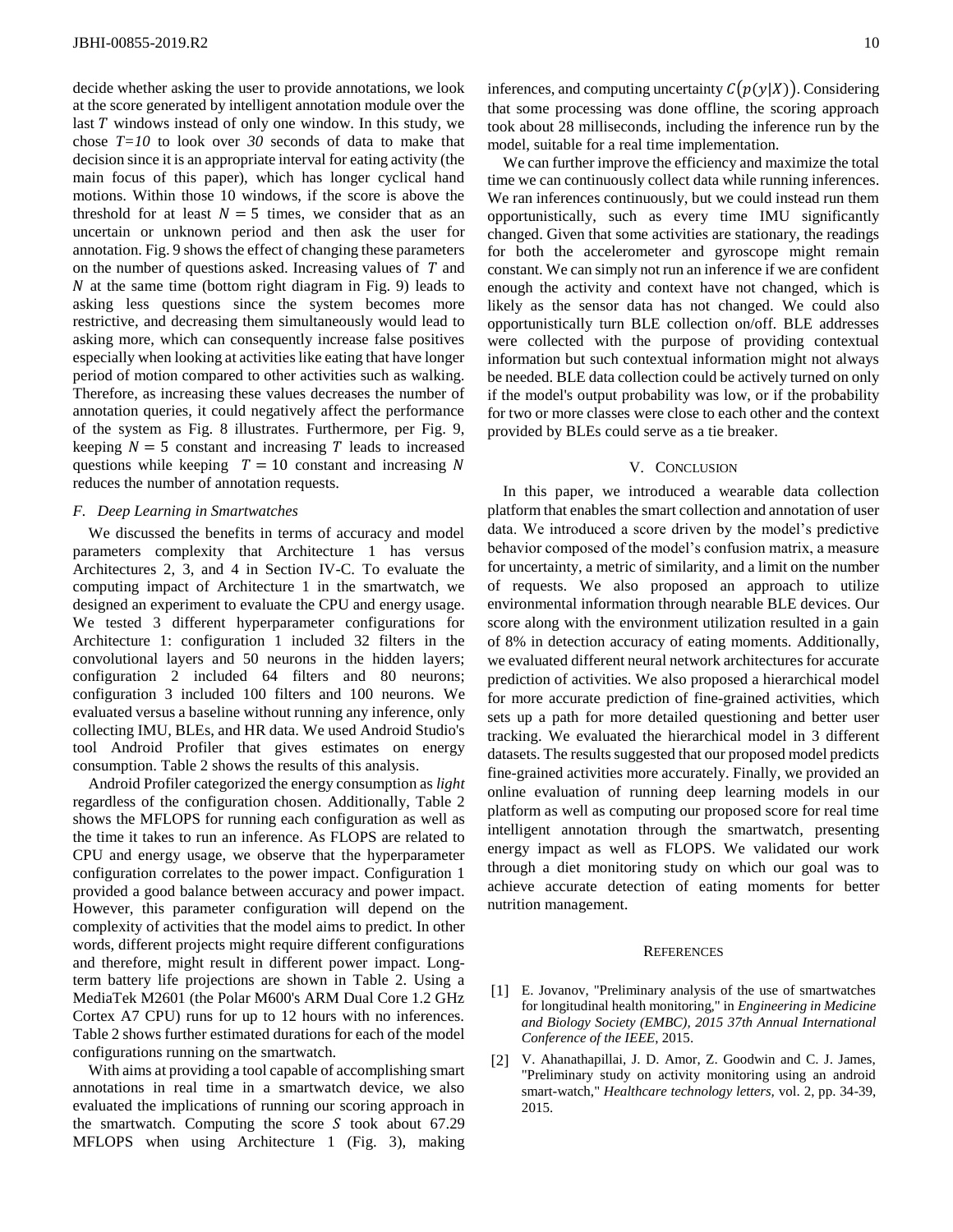decide whether asking the user to provide annotations, we look at the score generated by intelligent annotation module over the last $T$ windows instead of only one window. In this study, we chose *T=10* to look over *30* seconds of data to make that decision since it is an appropriate interval for eating activity (the main focus of this paper), which has longer cyclical hand motions. Within those 10 windows, if the score is above the threshold for at least $N = 5$ times, we consider that as an uncertain or unknown period and then ask the user for annotation. Fig. 9 shows the effect of changing these parameters on the number of questions asked. Increasing values of $T$ and $N$ at the same time (bottom right diagram in Fig. 9) leads to asking less questions since the system becomes more restrictive, and decreasing them simultaneously would lead to asking more, which can consequently increase false positives especially when looking at activities like eating that have longer period of motion compared to other activities such as walking. Therefore, as increasing these values decreases the number of annotation queries, it could negatively affect the performance of the system as Fig. 8 illustrates. Furthermore, per Fig. 9, keeping $N = 5$ constant and increasing $T$ leads to increased questions while keeping $T = 10$ constant and increasing $N$ reduces the number of annotation requests.

### *F. Deep Learning in Smartwatches*

We discussed the benefits in terms of accuracy and model parameters complexity that Architecture 1 has versus Architectures 2, 3, and 4 in Section IV-C. To evaluate the computing impact of Architecture 1 in the smartwatch, we designed an experiment to evaluate the CPU and energy usage. We tested 3 different hyperparameter configurations for Architecture 1: configuration 1 included 32 filters in the convolutional layers and 50 neurons in the hidden layers; configuration 2 included 64 filters and 80 neurons; configuration 3 included 100 filters and 100 neurons. We evaluated versus a baseline without running any inference, only collecting IMU, BLEs, and HR data. We used Android Studio's tool Android Profiler that gives estimates on energy consumption. Table 2 shows the results of this analysis.

Android Profiler categorized the energy consumption as *light* regardless of the configuration chosen. Additionally, Table 2 shows the MFLOPS for running each configuration as well as the time it takes to run an inference. As FLOPS are related to CPU and energy usage, we observe that the hyperparameter configuration correlates to the power impact. Configuration 1 provided a good balance between accuracy and power impact. However, this parameter configuration will depend on the complexity of activities that the model aims to predict. In other words, different projects might require different configurations and therefore, might result in different power impact. Long-term battery life projections are shown in Table 2. Using a MediaTek M2601 (the Polar M600's ARM Dual Core 1.2 GHz Cortex A7 CPU) runs for up to 12 hours with no inferences. Table 2 shows further estimated durations for each of the model configurations running on the smartwatch.

With aims at providing a tool capable of accomplishing smart annotations in real time in a smartwatch device, we also evaluated the implications of running our scoring approach in the smartwatch. Computing the score $S$ took about 67.29 MFLOPS when using Architecture 1 (Fig. 3), making inferences, and computing uncertainty $C(p(y|X))$. Considering that some processing was done offline, the scoring approach took about 28 milliseconds, including the inference run by the model, suitable for a real time implementation.

We can further improve the efficiency and maximize the total time we can continuously collect data while running inferences. We ran inferences continuously, but we could instead run them opportunistically, such as every time IMU significantly changed. Given that some activities are stationary, the readings for both the accelerometer and gyroscope might remain constant. We can simply not run an inference if we are confident enough the activity and context have not changed, which is likely as the sensor data has not changed. We could also opportunistically turn BLE collection on/off. BLE addresses were collected with the purpose of providing contextual information but such contextual information might not always be needed. BLE data collection could be actively turned on only if the model's output probability was low, or if the probability for two or more classes were close to each other and the context provided by BLEs could serve as a tie breaker.

## V. Conclusion

In this paper, we introduced a wearable data collection platform that enables the smart collection and annotation of user data. We introduced a score driven by the model's predictive behavior composed of the model's confusion matrix, a measure for uncertainty, a metric of similarity, and a limit on the number of requests. We also proposed an approach to utilize environmental information through nearable BLE devices. Our score along with the environment utilization resulted in a gain of 8% in detection accuracy of eating moments. Additionally, we evaluated different neural network architectures for accurate prediction of activities. We also proposed a hierarchical model for more accurate prediction of fine-grained activities, which sets up a path for more detailed questioning and better user tracking. We evaluated the hierarchical model in 3 different datasets. The results suggested that our proposed model predicts fine-grained activities more accurately. Finally, we provided an online evaluation of running deep learning models in our platform as well as computing our proposed score for real time intelligent annotation through the smartwatch, presenting energy impact as well as FLOPS. We validated our work through a diet monitoring study on which our goal was to achieve accurate detection of eating moments for better nutrition management.

## References

[1] E. Jovanov, "Preliminary analysis of the use of smartwatches for longitudinal health monitoring," in *Engineering in Medicine and Biology Society (EMBC), 2015 37th Annual International Conference of the IEEE*, 2015.

[2] V. Ahanathapillai, J. D. Amor, Z. Goodwin and C. J. James, "Preliminary study on activity monitoring using an android smart-watch," *Healthcare technology letters,* vol. 2, pp. 34-39, 2015.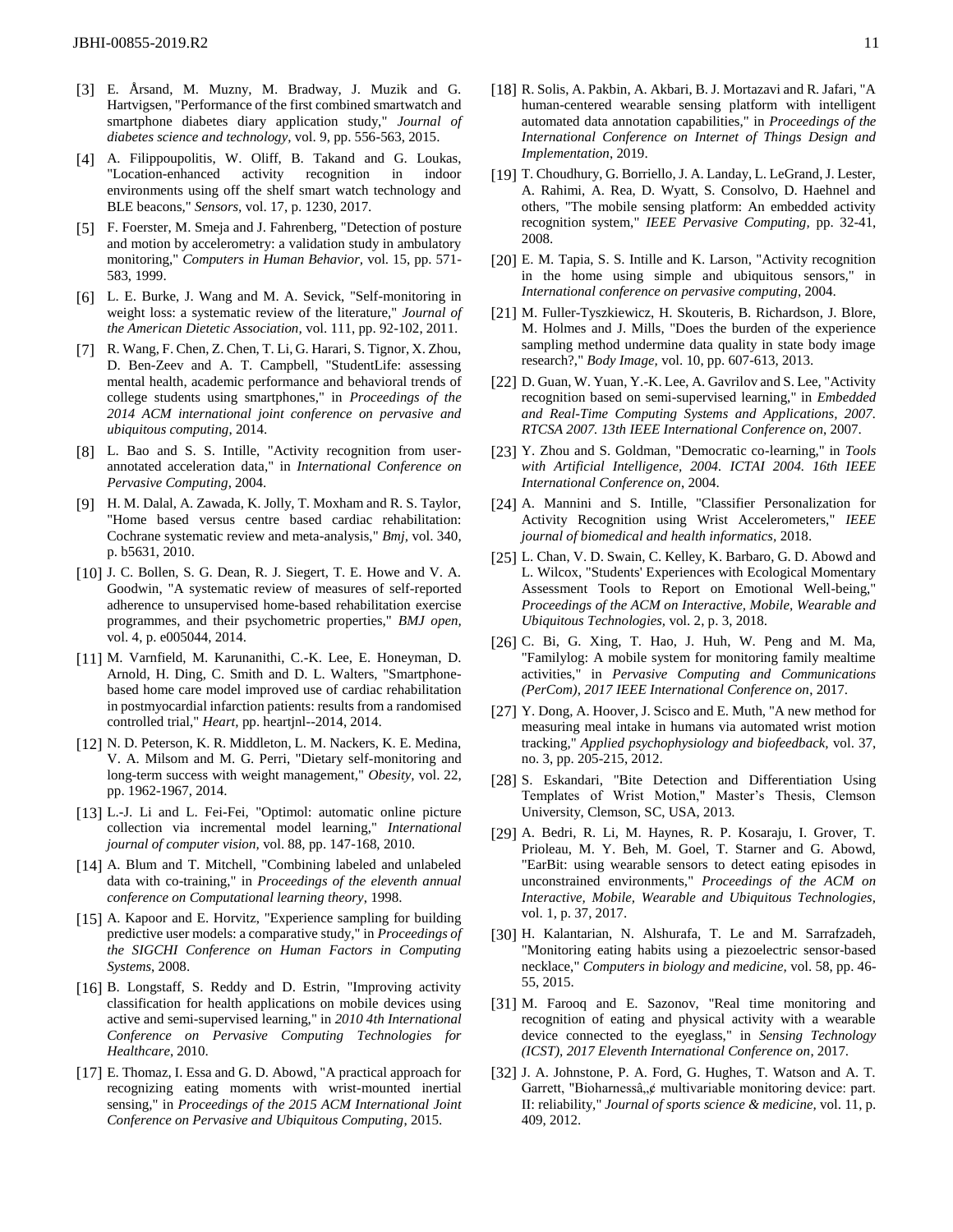[3] E. Årsand, M. Muzny, M. Bradway, J. Muzik and G. Hartvigsen, "Performance of the first combined smartwatch and smartphone diabetes diary application study," *Journal of diabetes science and technology,* vol. 9, pp. 556-563, 2015.

[4] A. Filippoupolitis, W. Oliff, B. Takand and G. Loukas, "Location-enhanced activity recognition in indoor environments using off the shelf smart watch technology and BLE beacons," *Sensors,* vol. 17, p. 1230, 2017.

[5] F. Foerster, M. Smeja and J. Fahrenberg, "Detection of posture and motion by accelerometry: a validation study in ambulatory monitoring," *Computers in Human Behavior,* vol. 15, pp. 571-583, 1999.

[6] L. E. Burke, J. Wang and M. A. Sevick, "Self-monitoring in weight loss: a systematic review of the literature," *Journal of the American Dietetic Association,* vol. 111, pp. 92-102, 2011.

[7] R. Wang, F. Chen, Z. Chen, T. Li, G. Harari, S. Tignor, X. Zhou, D. Ben-Zeev and A. T. Campbell, "StudentLife: assessing mental health, academic performance and behavioral trends of college students using smartphones," in *Proceedings of the 2014 ACM international joint conference on pervasive and ubiquitous computing*, 2014.

[8] L. Bao and S. S. Intille, "Activity recognition from user-annotated acceleration data," in *International Conference on Pervasive Computing*, 2004.

[9] H. M. Dalal, A. Zawada, K. Jolly, T. Moxham and R. S. Taylor, "Home based versus centre based cardiac rehabilitation: Cochrane systematic review and meta-analysis," *Bmj,* vol. 340, p. b5631, 2010.

[10] J. C. Bollen, S. G. Dean, R. J. Siegert, T. E. Howe and V. A. Goodwin, "A systematic review of measures of self-reported adherence to unsupervised home-based rehabilitation exercise programmes, and their psychometric properties," *BMJ open,* vol. 4, p. e005044, 2014.

[11] M. Varnfield, M. Karunanithi, C.-K. Lee, E. Honeyman, D. Arnold, H. Ding, C. Smith and D. L. Walters, "Smartphone-based home care model improved use of cardiac rehabilitation in postmyocardial infarction patients: results from a randomised controlled trial," *Heart,* pp. heartjnl--2014, 2014.

[12] N. D. Peterson, K. R. Middleton, L. M. Nackers, K. E. Medina, V. A. Milsom and M. G. Perri, "Dietary self-monitoring and long-term success with weight management," *Obesity,* vol. 22, pp. 1962-1967, 2014.

[13] L.-J. Li and L. Fei-Fei, "Optimol: automatic online picture collection via incremental model learning," *International journal of computer vision,* vol. 88, pp. 147-168, 2010.

[14] A. Blum and T. Mitchell, "Combining labeled and unlabeled data with co-training," in *Proceedings of the eleventh annual conference on Computational learning theory*, 1998.

[15] A. Kapoor and E. Horvitz, "Experience sampling for building predictive user models: a comparative study," in *Proceedings of the SIGCHI Conference on Human Factors in Computing Systems*, 2008.

[16] B. Longstaff, S. Reddy and D. Estrin, "Improving activity classification for health applications on mobile devices using active and semi-supervised learning," in *2010 4th International Conference on Pervasive Computing Technologies for Healthcare*, 2010.

[17] E. Thomaz, I. Essa and G. D. Abowd, "A practical approach for recognizing eating moments with wrist-mounted inertial sensing," in *Proceedings of the 2015 ACM International Joint Conference on Pervasive and Ubiquitous Computing*, 2015.

[18] R. Solis, A. Pakbin, A. Akbari, B. J. Mortazavi and R. Jafari, "A human-centered wearable sensing platform with intelligent automated data annotation capabilities," in *Proceedings of the International Conference on Internet of Things Design and Implementation*, 2019.

[19] T. Choudhury, G. Borriello, J. A. Landay, L. LeGrand, J. Lester, A. Rahimi, A. Rea, D. Wyatt, S. Consolvo, D. Haehnel and others, "The mobile sensing platform: An embedded activity recognition system," *IEEE Pervasive Computing,* pp. 32-41, 2008.

[20] E. M. Tapia, S. S. Intille and K. Larson, "Activity recognition in the home using simple and ubiquitous sensors," in *International conference on pervasive computing*, 2004.

[21] M. Fuller-Tyszkiewicz, H. Skouteris, B. Richardson, J. Blore, M. Holmes and J. Mills, "Does the burden of the experience sampling method undermine data quality in state body image research?," *Body Image,* vol. 10, pp. 607-613, 2013.

[22] D. Guan, W. Yuan, Y.-K. Lee, A. Gavrilov and S. Lee, "Activity recognition based on semi-supervised learning," in *Embedded and Real-Time Computing Systems and Applications, 2007. RTCSA 2007. 13th IEEE International Conference on*, 2007.

[23] Y. Zhou and S. Goldman, "Democratic co-learning," in *Tools with Artificial Intelligence, 2004. ICTAI 2004. 16th IEEE International Conference on*, 2004.

[24] A. Mannini and S. Intille, "Classifier Personalization for Activity Recognition using Wrist Accelerometers," *IEEE journal of biomedical and health informatics,* 2018.

[25] L. Chan, V. D. Swain, C. Kelley, K. Barbaro, G. D. Abowd and L. Wilcox, "Students' Experiences with Ecological Momentary Assessment Tools to Report on Emotional Well-being," *Proceedings of the ACM on Interactive, Mobile, Wearable and Ubiquitous Technologies,* vol. 2, p. 3, 2018.

[26] C. Bi, G. Xing, T. Hao, J. Huh, W. Peng and M. Ma, "Familylog: A mobile system for monitoring family mealtime activities," in *Pervasive Computing and Communications (PerCom), 2017 IEEE International Conference on*, 2017.

[27] Y. Dong, A. Hoover, J. Scisco and E. Muth, "A new method for measuring meal intake in humans via automated wrist motion tracking," *Applied psychophysiology and biofeedback,* vol. 37, no. 3, pp. 205-215, 2012.

[28] S. Eskandari, "Bite Detection and Differentiation Using Templates of Wrist Motion," Master's Thesis, Clemson University, Clemson, SC, USA, 2013.

[29] A. Bedri, R. Li, M. Haynes, R. P. Kosaraju, I. Grover, T. Prioleau, M. Y. Beh, M. Goel, T. Starner and G. Abowd, "EarBit: using wearable sensors to detect eating episodes in unconstrained environments," *Proceedings of the ACM on Interactive, Mobile, Wearable and Ubiquitous Technologies,* vol. 1, p. 37, 2017.

[30] H. Kalantarian, N. Alshurafa, T. Le and M. Sarrafzadeh, "Monitoring eating habits using a piezoelectric sensor-based necklace," *Computers in biology and medicine,* vol. 58, pp. 46-55, 2015.

[31] M. Farooq and E. Sazonov, "Real time monitoring and recognition of eating and physical activity with a wearable device connected to the eyeglass," in *Sensing Technology (ICST), 2017 Eleventh International Conference on*, 2017.

[32] J. A. Johnstone, P. A. Ford, G. Hughes, T. Watson and A. T. Garrett, "Bioharnessâ„¢ multivariable monitoring device: part. II: reliability," *Journal of sports science & medicine,* vol. 11, p. 409, 2012.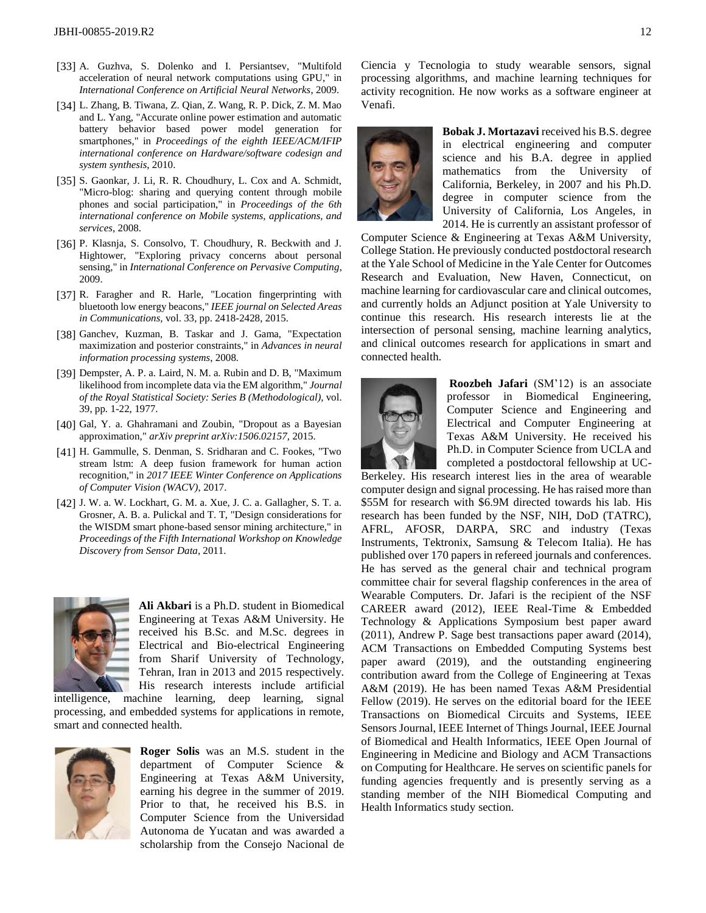[33] A. Guzhva, S. Dolenko and I. Persiantsev, "Multifold acceleration of neural network computations using GPU," in *International Conference on Artificial Neural Networks*, 2009.

[34] L. Zhang, B. Tiwana, Z. Qian, Z. Wang, R. P. Dick, Z. M. Mao and L. Yang, "Accurate online power estimation and automatic battery behavior based power model generation for smartphones," in *Proceedings of the eighth IEEE/ACM/IFIP international conference on Hardware/software codesign and system synthesis*, 2010.

[35] S. Gaonkar, J. Li, R. R. Choudhury, L. Cox and A. Schmidt, "Micro-blog: sharing and querying content through mobile phones and social participation," in *Proceedings of the 6th international conference on Mobile systems, applications, and services*, 2008.

[36] P. Klasnja, S. Consolvo, T. Choudhury, R. Beckwith and J. Hightower, "Exploring privacy concerns about personal sensing," in *International Conference on Pervasive Computing*, 2009.

[37] R. Faragher and R. Harle, "Location fingerprinting with bluetooth low energy beacons," *IEEE journal on Selected Areas in Communications,* vol. 33, pp. 2418-2428, 2015.

[38] Ganchev, Kuzman, B. Taskar and J. Gama, "Expectation maximization and posterior constraints," in *Advances in neural information processing systems*, 2008.

[39] Dempster, A. P. a. Laird, N. M. a. Rubin and D. B, "Maximum likelihood from incomplete data via the EM algorithm," *Journal of the Royal Statistical Society: Series B (Methodological),* vol. 39, pp. 1-22, 1977.

[40] Gal, Y. a. Ghahramani and Zoubin, "Dropout as a Bayesian approximation," *arXiv preprint arXiv:1506.02157,* 2015.

[41] H. Gammulle, S. Denman, S. Sridharan and C. Fookes, "Two stream lstm: A deep fusion framework for human action recognition," in *2017 IEEE Winter Conference on Applications of Computer Vision (WACV)*, 2017.

[42] J. W. a. W. Lockhart, G. M. a. Xue, J. C. a. Gallagher, S. T. a. Grosner, A. B. a. Pulickal and T. T, "Design considerations for the WISDM smart phone-based sensor mining architecture," in *Proceedings of the Fifth International Workshop on Knowledge Discovery from Sensor Data*, 2011.

**Ali Akbari** is a Ph.D. student in Biomedical Engineering at Texas A&M University. He received his B.Sc. and M.Sc. degrees in Electrical and Bio-electrical Engineering from Sharif University of Technology, Tehran, Iran in 2013 and 2015 respectively. His research interests include artificial intelligence, machine learning, deep learning, signal processing, and embedded systems for applications in remote, smart and connected health.

**Roger Solis** was an M.S. student in the department of Computer Science & Engineering at Texas A&M University, earning his degree in the summer of 2019. Prior to that, he received his B.S. in Computer Science from the Universidad Autonoma de Yucatan and was awarded a scholarship from the Consejo Nacional de Ciencia y Tecnologia to study wearable sensors, signal processing algorithms, and machine learning techniques for activity recognition. He now works as a software engineer at Venafi.

**Bobak J. Mortazavi** received his B.S. degree in electrical engineering and computer science and his B.A. degree in applied mathematics from the University of California, Berkeley, in 2007 and his Ph.D. degree in computer science from the University of California, Los Angeles, in 2014. He is currently an assistant professor of Computer Science & Engineering at Texas A&M University, College Station. He previously conducted postdoctoral research at the Yale School of Medicine in the Yale Center for Outcomes Research and Evaluation, New Haven, Connecticut, on machine learning for cardiovascular care and clinical outcomes, and currently holds an Adjunct position at Yale University to continue this research. His research interests lie at the intersection of personal sensing, machine learning analytics, and clinical outcomes research for applications in smart and connected health.

**Roozbeh Jafari** (SM'12) is an associate professor in Biomedical Engineering, Computer Science and Engineering and Electrical and Computer Engineering at Texas A&M University. He received his Ph.D. in Computer Science from UCLA and completed a postdoctoral fellowship at UC-Berkeley. His research interest lies in the area of wearable computer design and signal processing. He has raised more than \$55M for research with \$6.9M directed towards his lab. His research has been funded by the NSF, NIH, DoD (TATRC), AFRL, AFOSR, DARPA, SRC and industry (Texas Instruments, Tektronix, Samsung & Telecom Italia). He has published over 170 papers in refereed journals and conferences. He has served as the general chair and technical program committee chair for several flagship conferences in the area of Wearable Computers. Dr. Jafari is the recipient of the NSF CAREER award (2012), IEEE Real-Time & Embedded Technology & Applications Symposium best paper award (2011), Andrew P. Sage best transactions paper award (2014), ACM Transactions on Embedded Computing Systems best paper award (2019), and the outstanding engineering contribution award from the College of Engineering at Texas A&M (2019). He has been named Texas A&M Presidential Fellow (2019). He serves on the editorial board for the IEEE Transactions on Biomedical Circuits and Systems, IEEE Sensors Journal, IEEE Internet of Things Journal, IEEE Journal of Biomedical and Health Informatics, IEEE Open Journal of Engineering in Medicine and Biology and ACM Transactions on Computing for Healthcare. He serves on scientific panels for funding agencies frequently and is presently serving as a standing member of the NIH Biomedical Computing and Health Informatics study section.